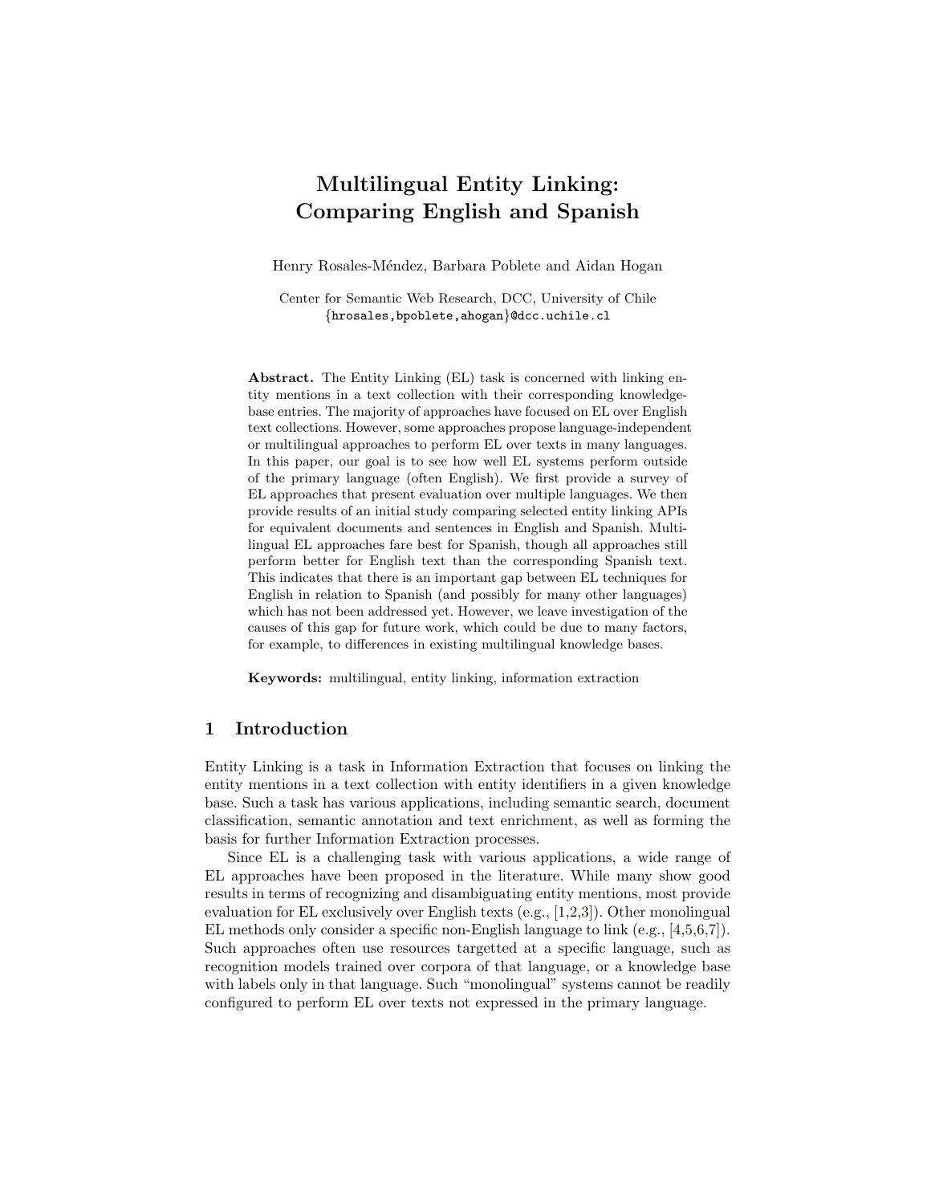# Multilingual Entity Linking: Comparing English and Spanish

Henry Rosales-Méndez, Barbara Poblete and Aidan Hogan

Center for Semantic Web Research, DCC, University of Chile
{hrosales,bpoblete,ahogan}@dcc.uchile.cl

**Abstract.** The Entity Linking (EL) task is concerned with linking entity mentions in a text collection with their corresponding knowledge-base entries. The majority of approaches have focused on EL over English text collections. However, some approaches propose language-independent or multilingual approaches to perform EL over texts in many languages. In this paper, our goal is to see how well EL systems perform outside of the primary language (often English). We first provide a survey of EL approaches that present evaluation over multiple languages. We then provide results of an initial study comparing selected entity linking APIs for equivalent documents and sentences in English and Spanish. Multilingual EL approaches fare best for Spanish, though all approaches still perform better for English text than the corresponding Spanish text. This indicates that there is an important gap between EL techniques for English in relation to Spanish (and possibly for many other languages) which has not been addressed yet. However, we leave investigation of the causes of this gap for future work, which could be due to many factors, for example, to differences in existing multilingual knowledge bases.

**Keywords:** multilingual, entity linking, information extraction

## 1 Introduction

Entity Linking is a task in Information Extraction that focuses on linking the entity mentions in a text collection with entity identifiers in a given knowledge base. Such a task has various applications, including semantic search, document classification, semantic annotation and text enrichment, as well as forming the basis for further Information Extraction processes.

Since EL is a challenging task with various applications, a wide range of EL approaches have been proposed in the literature. While many show good results in terms of recognizing and disambiguating entity mentions, most provide evaluation for EL exclusively over English texts (e.g., [1,2,3]). Other monolingual EL methods only consider a specific non-English language to link (e.g., [4,5,6,7]). Such approaches often use resources targetted at a specific language, such as recognition models trained over corpora of that language, or a knowledge base with labels only in that language. Such "monolingual" systems cannot be readily configured to perform EL over texts not expressed in the primary language.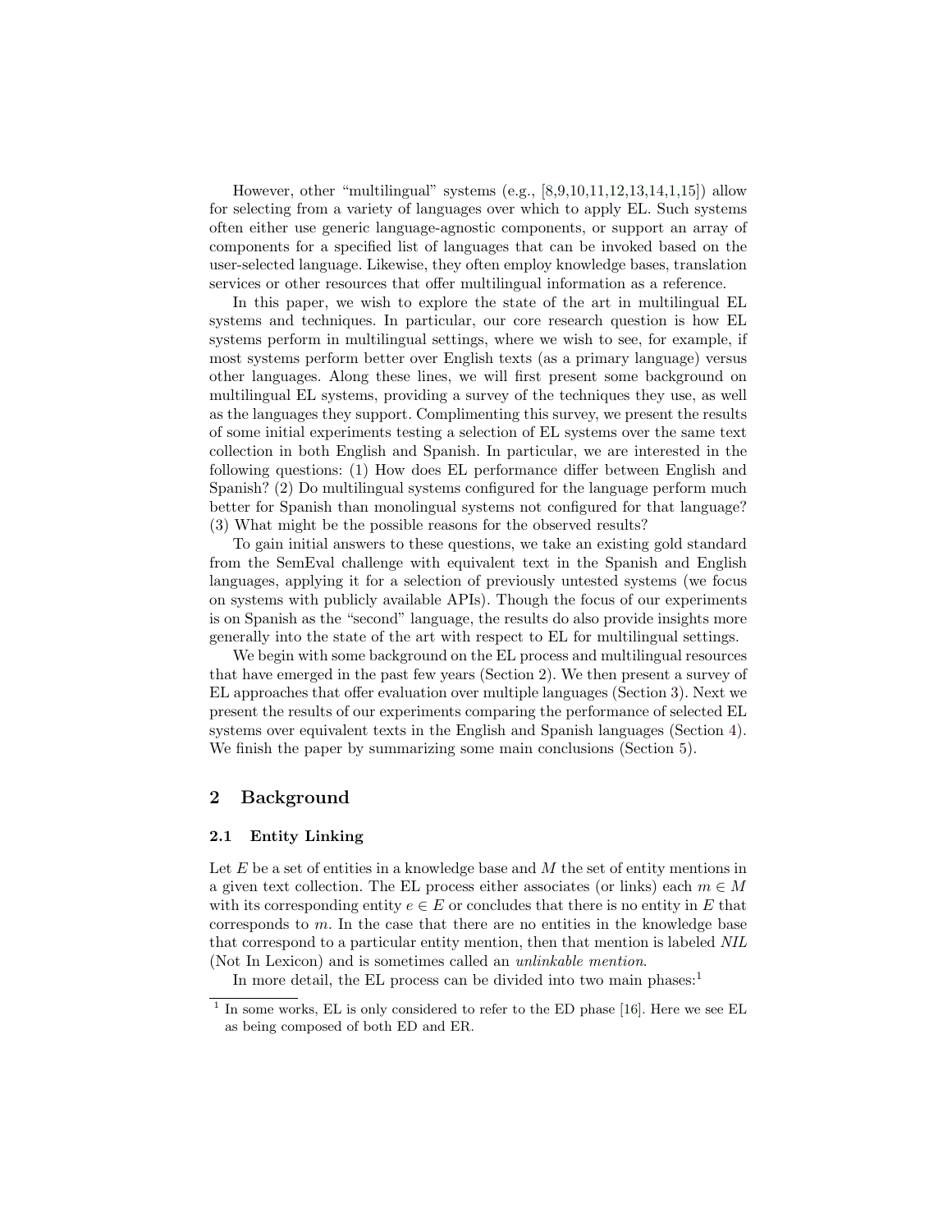However, other “multilingual” systems (e.g., [8,9,10,11,12,13,14,1,15]) allow for selecting from a variety of languages over which to apply EL. Such systems often either use generic language-agnostic components, or support an array of components for a specified list of languages that can be invoked based on the user-selected language. Likewise, they often employ knowledge bases, translation services or other resources that offer multilingual information as a reference.

In this paper, we wish to explore the state of the art in multilingual EL systems and techniques. In particular, our core research question is how EL systems perform in multilingual settings, where we wish to see, for example, if most systems perform better over English texts (as a primary language) versus other languages. Along these lines, we will first present some background on multilingual EL systems, providing a survey of the techniques they use, as well as the languages they support. Complimenting this survey, we present the results of some initial experiments testing a selection of EL systems over the same text collection in both English and Spanish. In particular, we are interested in the following questions: (1) How does EL performance differ between English and Spanish? (2) Do multilingual systems configured for the language perform much better for Spanish than monolingual systems not configured for that language? (3) What might be the possible reasons for the observed results?

To gain initial answers to these questions, we take an existing gold standard from the SemEval challenge with equivalent text in the Spanish and English languages, applying it for a selection of previously untested systems (we focus on systems with publicly available APIs). Though the focus of our experiments is on Spanish as the “second” language, the results do also provide insights more generally into the state of the art with respect to EL for multilingual settings.

We begin with some background on the EL process and multilingual resources that have emerged in the past few years (Section 2). We then present a survey of EL approaches that offer evaluation over multiple languages (Section 3). Next we present the results of our experiments comparing the performance of selected EL systems over equivalent texts in the English and Spanish languages (Section 4). We finish the paper by summarizing some main conclusions (Section 5).

## 2 Background

### 2.1 Entity Linking

Let $E$ be a set of entities in a knowledge base and $M$ the set of entity mentions in a given text collection. The EL process either associates (or links) each $m \in M$ with its corresponding entity $e \in E$ or concludes that there is no entity in $E$ that corresponds to $m$. In the case that there are no entities in the knowledge base that correspond to a particular entity mention, then that mention is labeled *NIL* (Not In Lexicon) and is sometimes called an *unlinkable mention*.

In more detail, the EL process can be divided into two main phases:[1]

[1] In some works, EL is only considered to refer to the ED phase [16]. Here we see EL as being composed of both ED and ER.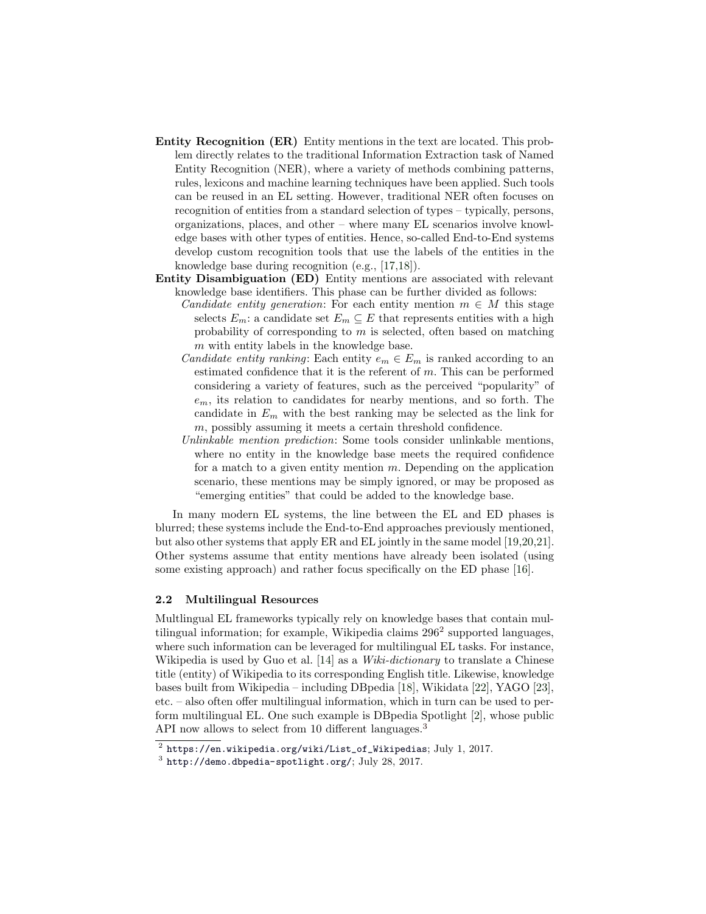**Entity Recognition (ER)** Entity mentions in the text are located. This problem directly relates to the traditional Information Extraction task of Named Entity Recognition (NER), where a variety of methods combining patterns, rules, lexicons and machine learning techniques have been applied. Such tools can be reused in an EL setting. However, traditional NER often focuses on recognition of entities from a standard selection of types – typically, persons, organizations, places, and other – where many EL scenarios involve knowledge bases with other types of entities. Hence, so-called End-to-End systems develop custom recognition tools that use the labels of the entities in the knowledge base during recognition (e.g., [17,18]).

**Entity Disambiguation (ED)** Entity mentions are associated with relevant knowledge base identifiers. This phase can be further divided as follows:

- *Candidate entity generation*: For each entity mention $m \in M$ this stage selects $E_m$: a candidate set $E_m \subseteq E$ that represents entities with a high probability of corresponding to $m$ is selected, often based on matching $m$ with entity labels in the knowledge base.
- *Candidate entity ranking*: Each entity $e_m \in E_m$ is ranked according to an estimated confidence that it is the referent of $m$. This can be performed considering a variety of features, such as the perceived "popularity" of $e_m$, its relation to candidates for nearby mentions, and so forth. The candidate in $E_m$ with the best ranking may be selected as the link for $m$, possibly assuming it meets a certain threshold confidence.
- *Unlinkable mention prediction*: Some tools consider unlinkable mentions, where no entity in the knowledge base meets the required confidence for a match to a given entity mention $m$. Depending on the application scenario, these mentions may be simply ignored, or may be proposed as "emerging entities" that could be added to the knowledge base.

In many modern EL systems, the line between the EL and ED phases is blurred; these systems include the End-to-End approaches previously mentioned, but also other systems that apply ER and EL jointly in the same model [19,20,21]. Other systems assume that entity mentions have already been isolated (using some existing approach) and rather focus specifically on the ED phase [16].

### 2.2 Multilingual Resources

Multlingual EL frameworks typically rely on knowledge bases that contain multilingual information; for example, Wikipedia claims 296[2] supported languages, where such information can be leveraged for multilingual EL tasks. For instance, Wikipedia is used by Guo et al. [14] as a *Wiki-dictionary* to translate a Chinese title (entity) of Wikipedia to its corresponding English title. Likewise, knowledge bases built from Wikipedia – including DBpedia [18], Wikidata [22], YAGO [23], etc. – also often offer multilingual information, which in turn can be used to perform multilingual EL. One such example is DBpedia Spotlight [2], whose public API now allows to select from 10 different languages.[3]

[2] https://en.wikipedia.org/wiki/List_of_Wikipedias; July 1, 2017.

[3] http://demo.dbpedia-spotlight.org/; July 28, 2017.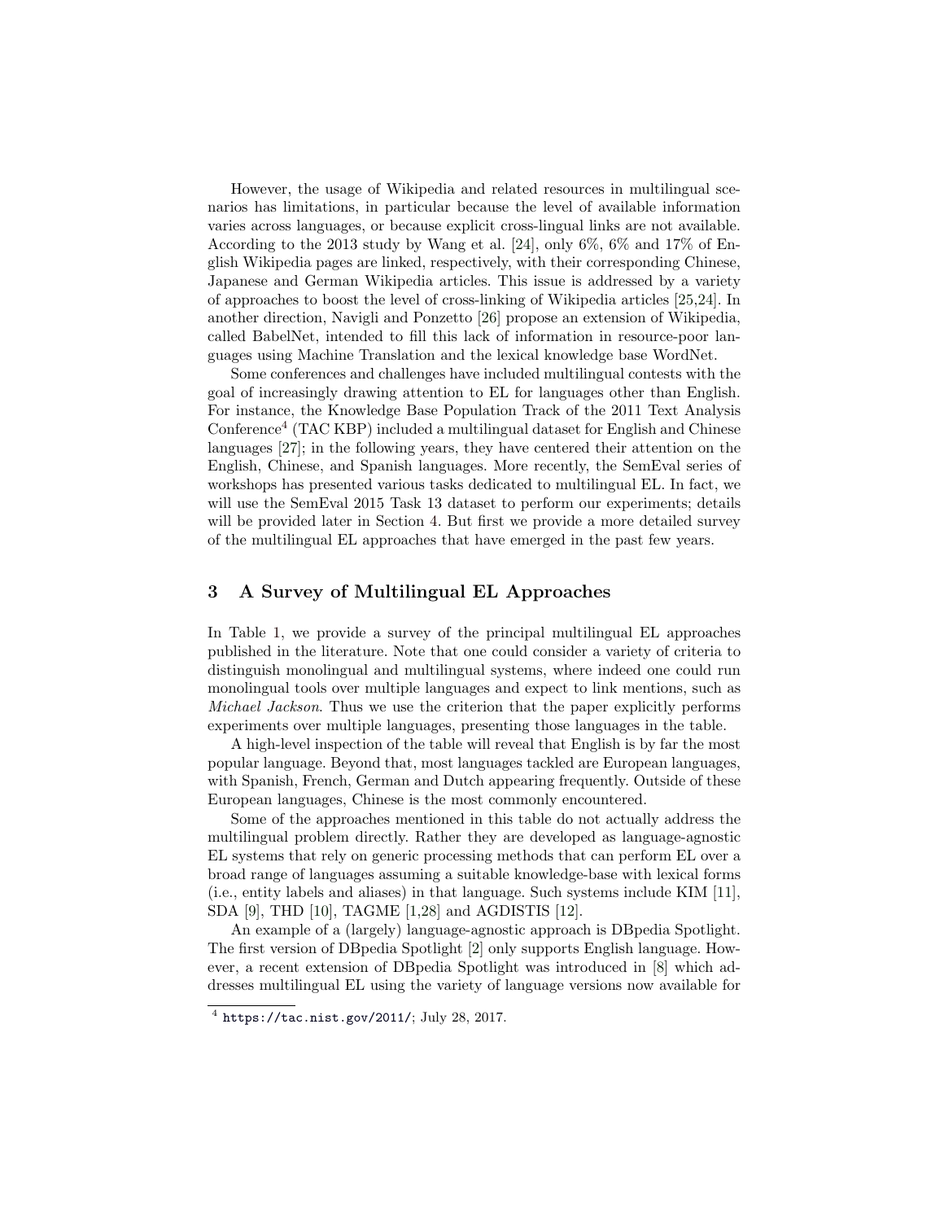However, the usage of Wikipedia and related resources in multilingual scenarios has limitations, in particular because the level of available information varies across languages, or because explicit cross-lingual links are not available. According to the 2013 study by Wang et al. [24], only 6%, 6% and 17% of English Wikipedia pages are linked, respectively, with their corresponding Chinese, Japanese and German Wikipedia articles. This issue is addressed by a variety of approaches to boost the level of cross-linking of Wikipedia articles [25,24]. In another direction, Navigli and Ponzetto [26] propose an extension of Wikipedia, called BabelNet, intended to fill this lack of information in resource-poor languages using Machine Translation and the lexical knowledge base WordNet.

Some conferences and challenges have included multilingual contests with the goal of increasingly drawing attention to EL for languages other than English. For instance, the Knowledge Base Population Track of the 2011 Text Analysis Conference[4] (TAC KBP) included a multilingual dataset for English and Chinese languages [27]; in the following years, they have centered their attention on the English, Chinese, and Spanish languages. More recently, the SemEval series of workshops has presented various tasks dedicated to multilingual EL. In fact, we will use the SemEval 2015 Task 13 dataset to perform our experiments; details will be provided later in Section 4. But first we provide a more detailed survey of the multilingual EL approaches that have emerged in the past few years.

## 3 A Survey of Multilingual EL Approaches

In Table 1, we provide a survey of the principal multilingual EL approaches published in the literature. Note that one could consider a variety of criteria to distinguish monolingual and multilingual systems, where indeed one could run monolingual tools over multiple languages and expect to link mentions, such as *Michael Jackson*. Thus we use the criterion that the paper explicitly performs experiments over multiple languages, presenting those languages in the table.

A high-level inspection of the table will reveal that English is by far the most popular language. Beyond that, most languages tackled are European languages, with Spanish, French, German and Dutch appearing frequently. Outside of these European languages, Chinese is the most commonly encountered.

Some of the approaches mentioned in this table do not actually address the multilingual problem directly. Rather they are developed as language-agnostic EL systems that rely on generic processing methods that can perform EL over a broad range of languages assuming a suitable knowledge-base with lexical forms (i.e., entity labels and aliases) in that language. Such systems include KIM [11], SDA [9], THD [10], TAGME [1,28] and AGDISTIS [12].

An example of a (largely) language-agnostic approach is DBpedia Spotlight. The first version of DBpedia Spotlight [2] only supports English language. However, a recent extension of DBpedia Spotlight was introduced in [8] which addresses multilingual EL using the variety of language versions now available for

[4] https://tac.nist.gov/2011/; July 28, 2017.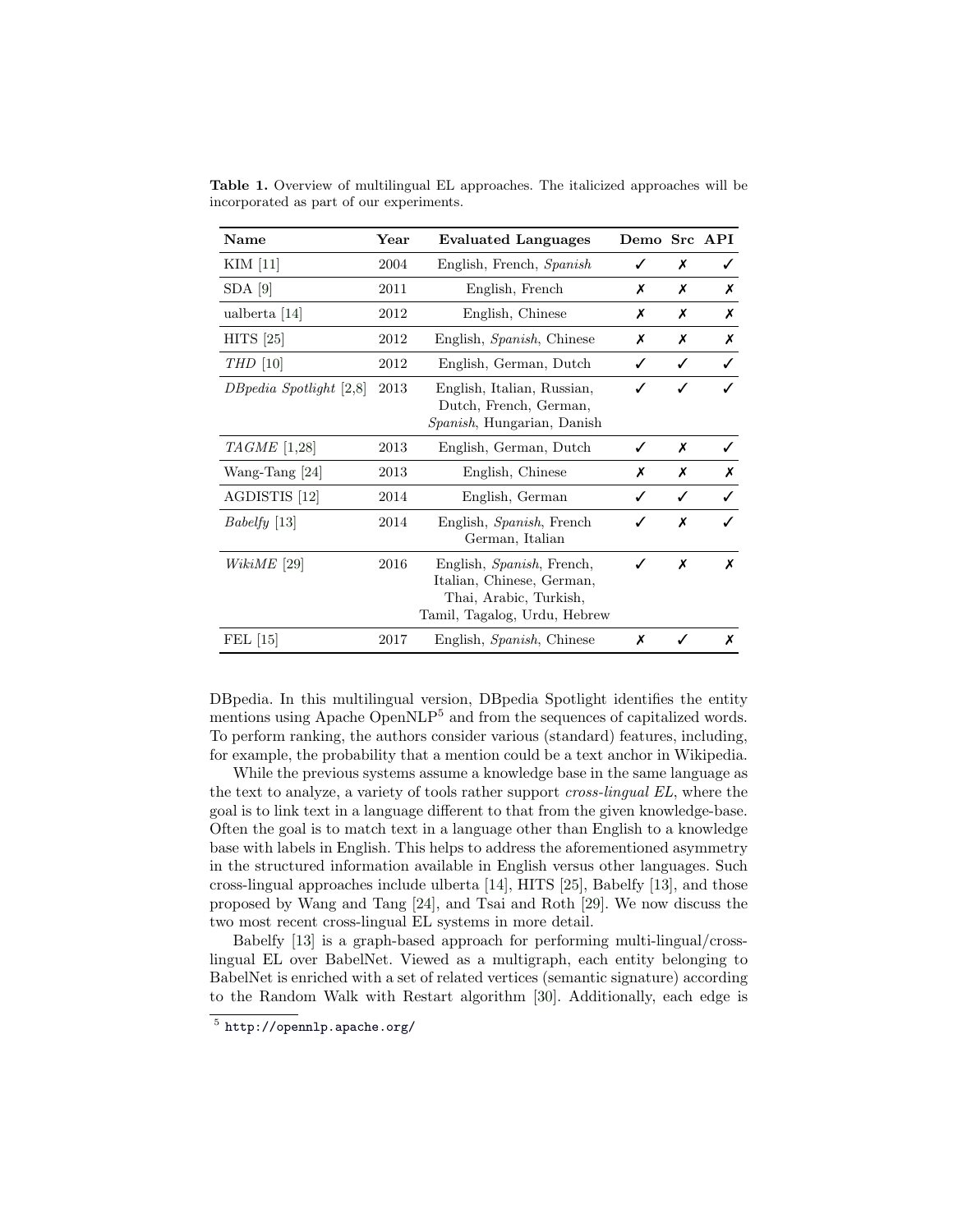**Table 1.** Overview of multilingual EL approaches. The italicized approaches will be incorporated as part of our experiments.

| Name | Year | Evaluated Languages | Demo | Src | API |
|---|---|---|---|---|---|
| KIM [11] | 2004 | English, French, *Spanish* | ✓ | ✗ | ✓ |
| SDA [9] | 2011 | English, French | ✗ | ✗ | ✗ |
| ualberta [14] | 2012 | English, Chinese | ✗ | ✗ | ✗ |
| HITS [25] | 2012 | English, *Spanish*, Chinese | ✗ | ✗ | ✗ |
| *THD* [10] | 2012 | English, German, Dutch | ✓ | ✓ | ✓ |
| *DBpedia Spotlight* [2,8] | 2013 | English, Italian, Russian, Dutch, French, German, *Spanish*, Hungarian, Danish | ✓ | ✓ | ✓ |
| *TAGME* [1,28] | 2013 | English, German, Dutch | ✓ | ✗ | ✓ |
| Wang-Tang [24] | 2013 | English, Chinese | ✗ | ✗ | ✗ |
| AGDISTIS [12] | 2014 | English, German | ✓ | ✓ | ✓ |
| *Babelfy* [13] | 2014 | English, *Spanish*, French German, Italian | ✓ | ✗ | ✓ |
| *WikiME* [29] | 2016 | English, *Spanish*, French, Italian, Chinese, German, Thai, Arabic, Turkish, Tamil, Tagalog, Urdu, Hebrew | ✓ | ✗ | ✗ |
| FEL [15] | 2017 | English, *Spanish*, Chinese | ✗ | ✓ | ✗ |

DBpedia. In this multilingual version, DBpedia Spotlight identifies the entity mentions using Apache OpenNLP[5] and from the sequences of capitalized words. To perform ranking, the authors consider various (standard) features, including, for example, the probability that a mention could be a text anchor in Wikipedia.

While the previous systems assume a knowledge base in the same language as the text to analyze, a variety of tools rather support *cross-lingual EL*, where the goal is to link text in a language different to that from the given knowledge-base. Often the goal is to match text in a language other than English to a knowledge base with labels in English. This helps to address the aforementioned asymmetry in the structured information available in English versus other languages. Such cross-lingual approaches include ulberta [14], HITS [25], Babelfy [13], and those proposed by Wang and Tang [24], and Tsai and Roth [29]. We now discuss the two most recent cross-lingual EL systems in more detail.

Babelfy [13] is a graph-based approach for performing multi-lingual/cross-lingual EL over BabelNet. Viewed as a multigraph, each entity belonging to BabelNet is enriched with a set of related vertices (semantic signature) according to the Random Walk with Restart algorithm [30]. Additionally, each edge is

[5] http://opennlp.apache.org/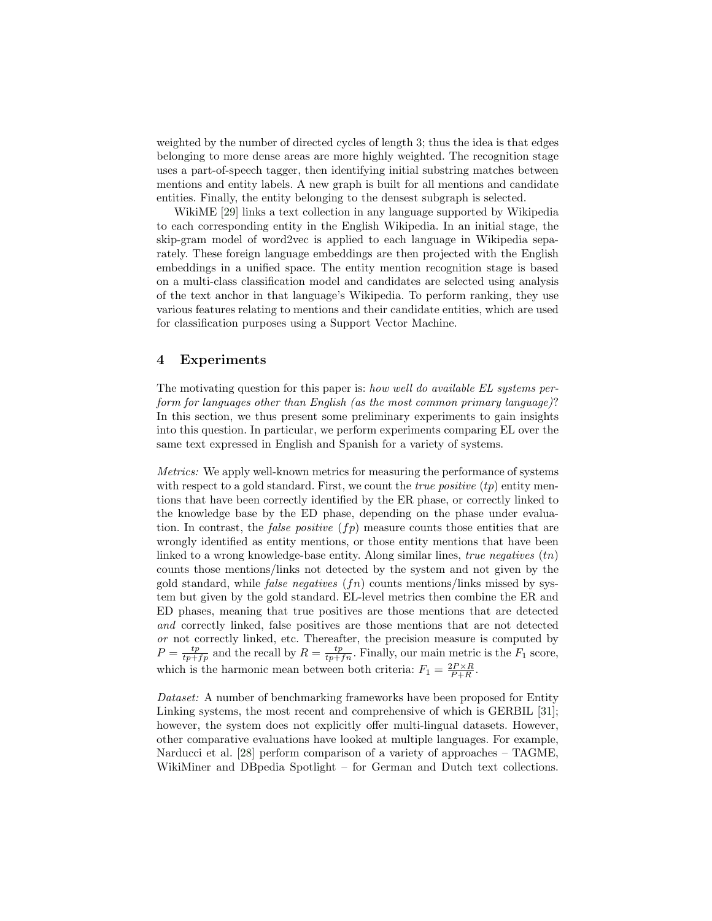weighted by the number of directed cycles of length 3; thus the idea is that edges belonging to more dense areas are more highly weighted. The recognition stage uses a part-of-speech tagger, then identifying initial substring matches between mentions and entity labels. A new graph is built for all mentions and candidate entities. Finally, the entity belonging to the densest subgraph is selected.

WikiME [29] links a text collection in any language supported by Wikipedia to each corresponding entity in the English Wikipedia. In an initial stage, the skip-gram model of word2vec is applied to each language in Wikipedia separately. These foreign language embeddings are then projected with the English embeddings in a unified space. The entity mention recognition stage is based on a multi-class classification model and candidates are selected using analysis of the text anchor in that language's Wikipedia. To perform ranking, they use various features relating to mentions and their candidate entities, which are used for classification purposes using a Support Vector Machine.

## 4 Experiments

The motivating question for this paper is: *how well do available EL systems perform for languages other than English (as the most common primary language)*? In this section, we thus present some preliminary experiments to gain insights into this question. In particular, we perform experiments comparing EL over the same text expressed in English and Spanish for a variety of systems.

*Metrics:* We apply well-known metrics for measuring the performance of systems with respect to a gold standard. First, we count the *true positive* ($tp$) entity mentions that have been correctly identified by the ER phase, or correctly linked to the knowledge base by the ED phase, depending on the phase under evaluation. In contrast, the *false positive* ($fp$) measure counts those entities that are wrongly identified as entity mentions, or those entity mentions that have been linked to a wrong knowledge-base entity. Along similar lines, *true negatives* ($tn$) counts those mentions/links not detected by the system and not given by the gold standard, while *false negatives* ($fn$) counts mentions/links missed by system but given by the gold standard. EL-level metrics then combine the ER and ED phases, meaning that true positives are those mentions that are detected *and* correctly linked, false positives are those mentions that are not detected *or* not correctly linked, etc. Thereafter, the precision measure is computed by $P = \frac{tp}{tp+fp}$ and the recall by $R = \frac{tp}{tp+fn}$. Finally, our main metric is the $F_1$ score, which is the harmonic mean between both criteria: $F_1 = \frac{2P \times R}{P+R}$.

*Dataset:* A number of benchmarking frameworks have been proposed for Entity Linking systems, the most recent and comprehensive of which is GERBIL [31]; however, the system does not explicitly offer multi-lingual datasets. However, other comparative evaluations have looked at multiple languages. For example, Narducci et al. [28] perform comparison of a variety of approaches – TAGME, WikiMiner and DBpedia Spotlight – for German and Dutch text collections.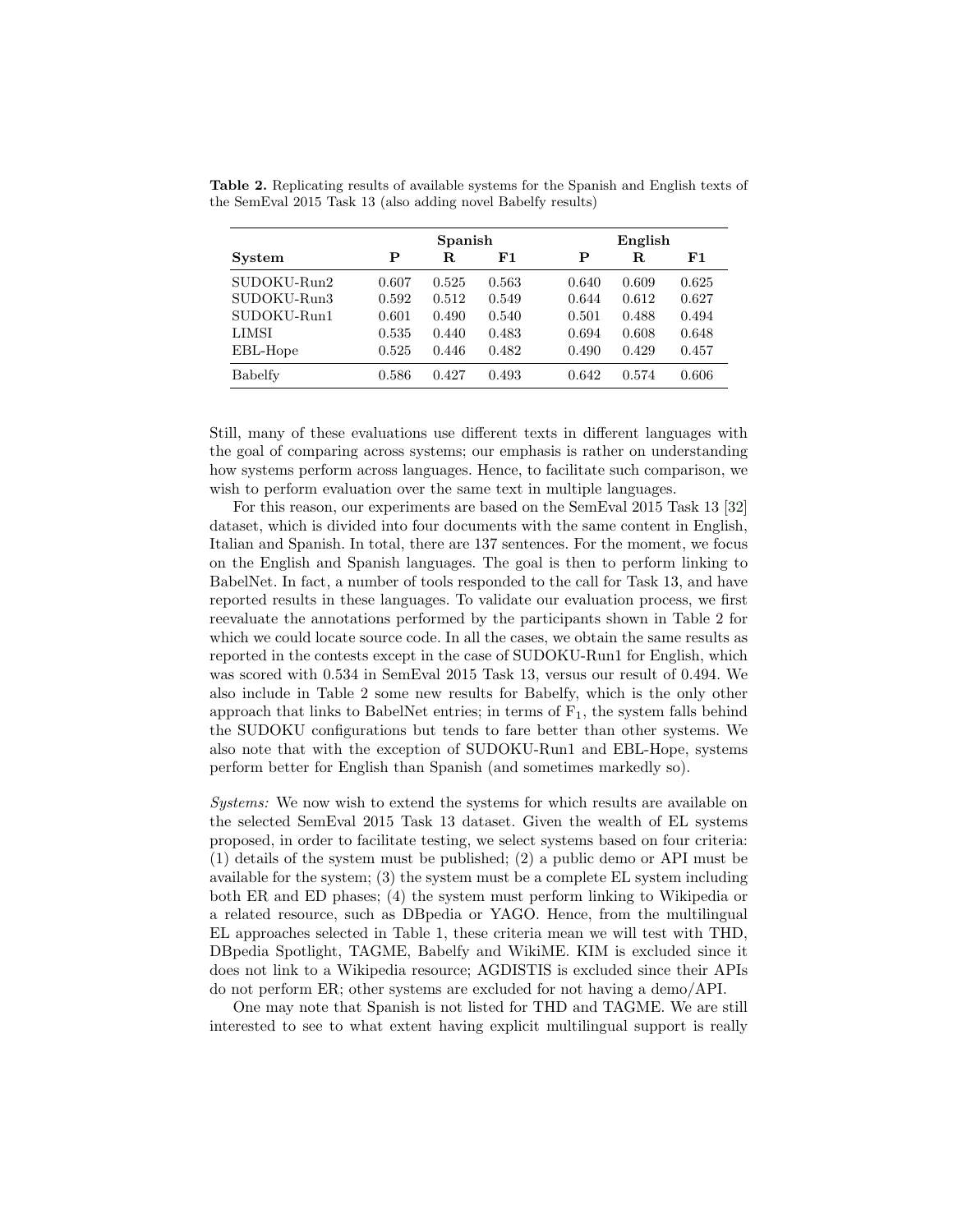**Table 2.** Replicating results of available systems for the Spanish and English texts of the SemEval 2015 Task 13 (also adding novel Babelfy results)

| System | Spanish | | | English | | |
|---|---|---|---|---|---|---|
| | **P** | **R** | **F1** | **P** | **R** | **F1** |
| SUDOKU-Run2 | 0.607 | 0.525 | 0.563 | 0.640 | 0.609 | 0.625 |
| SUDOKU-Run3 | 0.592 | 0.512 | 0.549 | 0.644 | 0.612 | 0.627 |
| SUDOKU-Run1 | 0.601 | 0.490 | 0.540 | 0.501 | 0.488 | 0.494 |
| LIMSI | 0.535 | 0.440 | 0.483 | 0.694 | 0.608 | 0.648 |
| EBL-Hope | 0.525 | 0.446 | 0.482 | 0.490 | 0.429 | 0.457 |
| Babelfy | 0.586 | 0.427 | 0.493 | 0.642 | 0.574 | 0.606 |

Still, many of these evaluations use different texts in different languages with the goal of comparing across systems; our emphasis is rather on understanding how systems perform across languages. Hence, to facilitate such comparison, we wish to perform evaluation over the same text in multiple languages.

For this reason, our experiments are based on the SemEval 2015 Task 13 [32] dataset, which is divided into four documents with the same content in English, Italian and Spanish. In total, there are 137 sentences. For the moment, we focus on the English and Spanish languages. The goal is then to perform linking to BabelNet. In fact, a number of tools responded to the call for Task 13, and have reported results in these languages. To validate our evaluation process, we first reevaluate the annotations performed by the participants shown in Table 2 for which we could locate source code. In all the cases, we obtain the same results as reported in the contests except in the case of SUDOKU-Run1 for English, which was scored with 0.534 in SemEval 2015 Task 13, versus our result of 0.494. We also include in Table 2 some new results for Babelfy, which is the only other approach that links to BabelNet entries; in terms of $F_1$, the system falls behind the SUDOKU configurations but tends to fare better than other systems. We also note that with the exception of SUDOKU-Run1 and EBL-Hope, systems perform better for English than Spanish (and sometimes markedly so).

*Systems:* We now wish to extend the systems for which results are available on the selected SemEval 2015 Task 13 dataset. Given the wealth of EL systems proposed, in order to facilitate testing, we select systems based on four criteria: (1) details of the system must be published; (2) a public demo or API must be available for the system; (3) the system must be a complete EL system including both ER and ED phases; (4) the system must perform linking to Wikipedia or a related resource, such as DBpedia or YAGO. Hence, from the multilingual EL approaches selected in Table 1, these criteria mean we will test with THD, DBpedia Spotlight, TAGME, Babelfy and WikiME. KIM is excluded since it does not link to a Wikipedia resource; AGDISTIS is excluded since their APIs do not perform ER; other systems are excluded for not having a demo/API.

One may note that Spanish is not listed for THD and TAGME. We are still interested to see to what extent having explicit multilingual support is really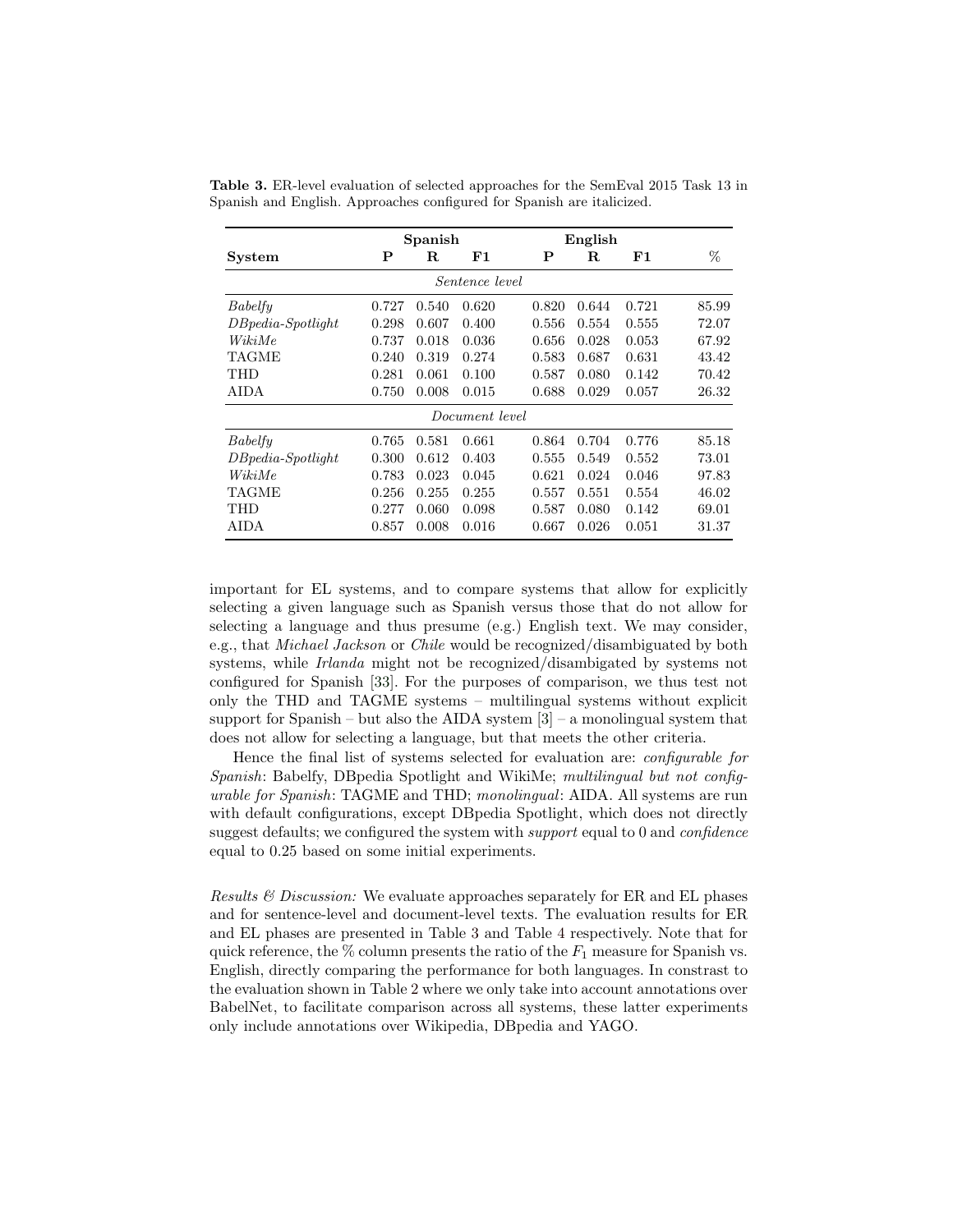**Table 3.** ER-level evaluation of selected approaches for the SemEval 2015 Task 13 in Spanish and English. Approaches configured for Spanish are italicized.

| System | Spanish P | Spanish R | Spanish F1 | English P | English R | English F1 | % |
|---|---|---|---|---|---|---|---|
| | | | *Sentence level* | | | | |
| *Babelfy* | 0.727 | 0.540 | 0.620 | 0.820 | 0.644 | 0.721 | 85.99 |
| *DBpedia-Spotlight* | 0.298 | 0.607 | 0.400 | 0.556 | 0.554 | 0.555 | 72.07 |
| *WikiMe* | 0.737 | 0.018 | 0.036 | 0.656 | 0.028 | 0.053 | 67.92 |
| TAGME | 0.240 | 0.319 | 0.274 | 0.583 | 0.687 | 0.631 | 43.42 |
| THD | 0.281 | 0.061 | 0.100 | 0.587 | 0.080 | 0.142 | 70.42 |
| AIDA | 0.750 | 0.008 | 0.015 | 0.688 | 0.029 | 0.057 | 26.32 |
| | | | *Document level* | | | | |
| *Babelfy* | 0.765 | 0.581 | 0.661 | 0.864 | 0.704 | 0.776 | 85.18 |
| *DBpedia-Spotlight* | 0.300 | 0.612 | 0.403 | 0.555 | 0.549 | 0.552 | 73.01 |
| *WikiMe* | 0.783 | 0.023 | 0.045 | 0.621 | 0.024 | 0.046 | 97.83 |
| TAGME | 0.256 | 0.255 | 0.255 | 0.557 | 0.551 | 0.554 | 46.02 |
| THD | 0.277 | 0.060 | 0.098 | 0.587 | 0.080 | 0.142 | 69.01 |
| AIDA | 0.857 | 0.008 | 0.016 | 0.667 | 0.026 | 0.051 | 31.37 |

important for EL systems, and to compare systems that allow for explicitly selecting a given language such as Spanish versus those that do not allow for selecting a language and thus presume (e.g.) English text. We may consider, e.g., that *Michael Jackson* or *Chile* would be recognized/disambiguated by both systems, while *Irlanda* might not be recognized/disambigated by systems not configured for Spanish [33]. For the purposes of comparison, we thus test not only the THD and TAGME systems – multilingual systems without explicit support for Spanish – but also the AIDA system [3] – a monolingual system that does not allow for selecting a language, but that meets the other criteria.

Hence the final list of systems selected for evaluation are: *configurable for Spanish*: Babelfy, DBpedia Spotlight and WikiMe; *multilingual but not configurable for Spanish*: TAGME and THD; *monolingual*: AIDA. All systems are run with default configurations, except DBpedia Spotlight, which does not directly suggest defaults; we configured the system with *support* equal to 0 and *confidence* equal to 0.25 based on some initial experiments.

*Results & Discussion:* We evaluate approaches separately for ER and EL phases and for sentence-level and document-level texts. The evaluation results for ER and EL phases are presented in Table 3 and Table 4 respectively. Note that for quick reference, the % column presents the ratio of the $F_1$ measure for Spanish vs. English, directly comparing the performance for both languages. In constrast to the evaluation shown in Table 2 where we only take into account annotations over BabelNet, to facilitate comparison across all systems, these latter experiments only include annotations over Wikipedia, DBpedia and YAGO.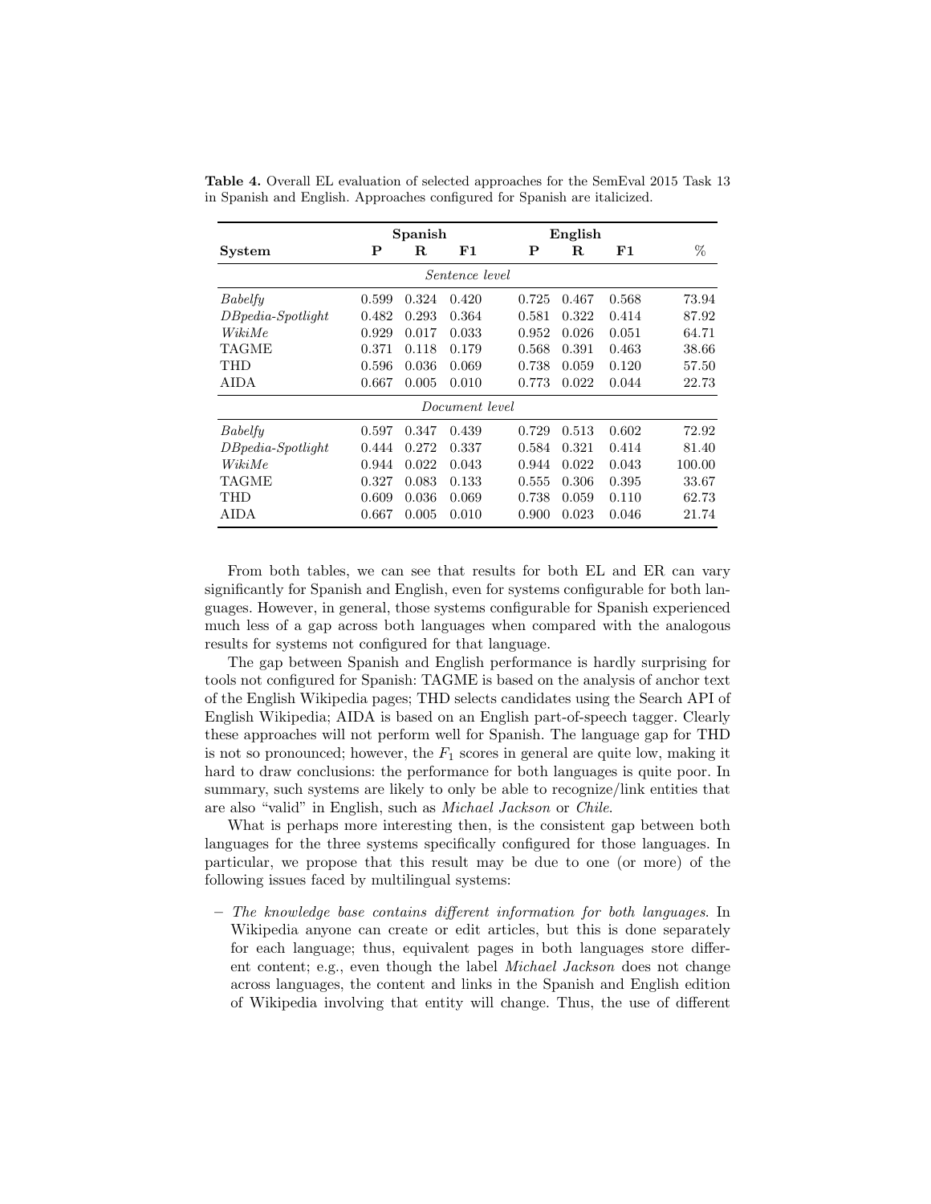**Table 4.** Overall EL evaluation of selected approaches for the SemEval 2015 Task 13 in Spanish and English. Approaches configured for Spanish are italicized.

| | Spanish | | | English | | | |
|---|---|---|---|---|---|---|---|
| **System** | **P** | **R** | **F1** | **P** | **R** | **F1** | % |
| | | | *Sentence level* | | | | |
| *Babelfy* | 0.599 | 0.324 | 0.420 | 0.725 | 0.467 | 0.568 | 73.94 |
| *DBpedia-Spotlight* | 0.482 | 0.293 | 0.364 | 0.581 | 0.322 | 0.414 | 87.92 |
| *WikiMe* | 0.929 | 0.017 | 0.033 | 0.952 | 0.026 | 0.051 | 64.71 |
| TAGME | 0.371 | 0.118 | 0.179 | 0.568 | 0.391 | 0.463 | 38.66 |
| THD | 0.596 | 0.036 | 0.069 | 0.738 | 0.059 | 0.120 | 57.50 |
| AIDA | 0.667 | 0.005 | 0.010 | 0.773 | 0.022 | 0.044 | 22.73 |
| | | | *Document level* | | | | |
| *Babelfy* | 0.597 | 0.347 | 0.439 | 0.729 | 0.513 | 0.602 | 72.92 |
| *DBpedia-Spotlight* | 0.444 | 0.272 | 0.337 | 0.584 | 0.321 | 0.414 | 81.40 |
| *WikiMe* | 0.944 | 0.022 | 0.043 | 0.944 | 0.022 | 0.043 | 100.00 |
| TAGME | 0.327 | 0.083 | 0.133 | 0.555 | 0.306 | 0.395 | 33.67 |
| THD | 0.609 | 0.036 | 0.069 | 0.738 | 0.059 | 0.110 | 62.73 |
| AIDA | 0.667 | 0.005 | 0.010 | 0.900 | 0.023 | 0.046 | 21.74 |

From both tables, we can see that results for both EL and ER can vary significantly for Spanish and English, even for systems configurable for both languages. However, in general, those systems configurable for Spanish experienced much less of a gap across both languages when compared with the analogous results for systems not configured for that language.

The gap between Spanish and English performance is hardly surprising for tools not configured for Spanish: TAGME is based on the analysis of anchor text of the English Wikipedia pages; THD selects candidates using the Search API of English Wikipedia; AIDA is based on an English part-of-speech tagger. Clearly these approaches will not perform well for Spanish. The language gap for THD is not so pronounced; however, the $F_1$ scores in general are quite low, making it hard to draw conclusions: the performance for both languages is quite poor. In summary, such systems are likely to only be able to recognize/link entities that are also "valid" in English, such as *Michael Jackson* or *Chile*.

What is perhaps more interesting then, is the consistent gap between both languages for the three systems specifically configured for those languages. In particular, we propose that this result may be due to one (or more) of the following issues faced by multilingual systems:

- *The knowledge base contains different information for both languages*. In Wikipedia anyone can create or edit articles, but this is done separately for each language; thus, equivalent pages in both languages store different content; e.g., even though the label *Michael Jackson* does not change across languages, the content and links in the Spanish and English edition of Wikipedia involving that entity will change. Thus, the use of different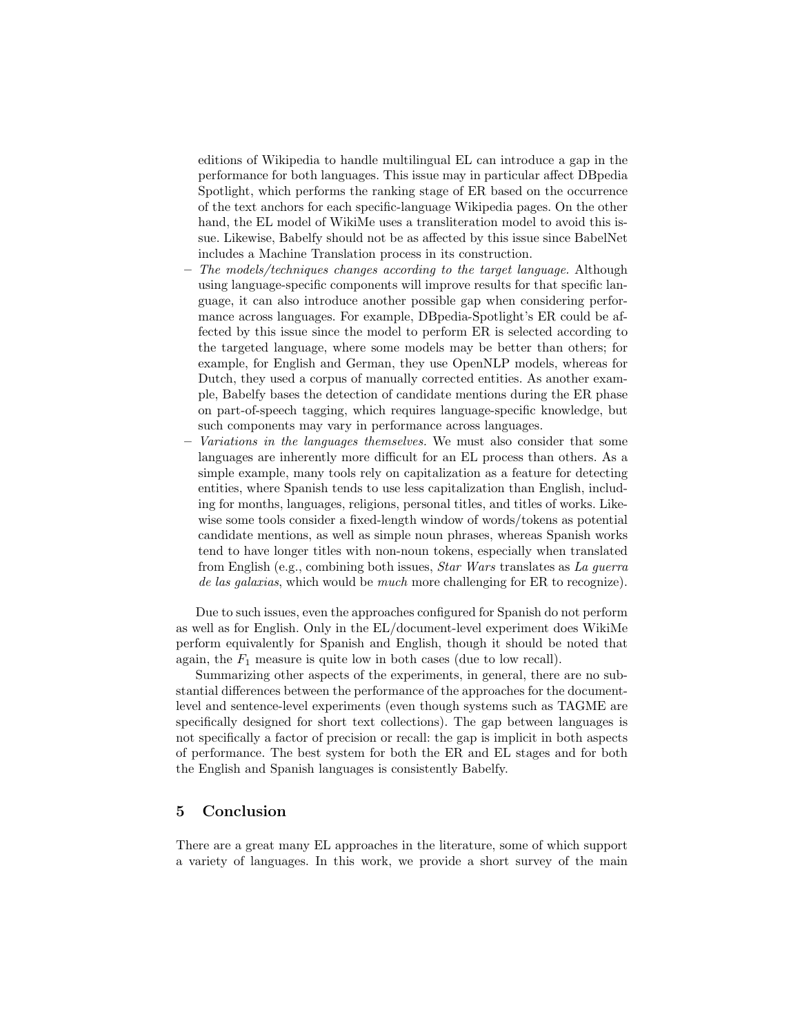editions of Wikipedia to handle multilingual EL can introduce a gap in the performance for both languages. This issue may in particular affect DBpedia Spotlight, which performs the ranking stage of ER based on the occurrence of the text anchors for each specific-language Wikipedia pages. On the other hand, the EL model of WikiMe uses a transliteration model to avoid this issue. Likewise, Babelfy should not be as affected by this issue since BabelNet includes a Machine Translation process in its construction.

– *The models/techniques changes according to the target language.* Although using language-specific components will improve results for that specific language, it can also introduce another possible gap when considering performance across languages. For example, DBpedia-Spotlight's ER could be affected by this issue since the model to perform ER is selected according to the targeted language, where some models may be better than others; for example, for English and German, they use OpenNLP models, whereas for Dutch, they used a corpus of manually corrected entities. As another example, Babelfy bases the detection of candidate mentions during the ER phase on part-of-speech tagging, which requires language-specific knowledge, but such components may vary in performance across languages.
– *Variations in the languages themselves.* We must also consider that some languages are inherently more difficult for an EL process than others. As a simple example, many tools rely on capitalization as a feature for detecting entities, where Spanish tends to use less capitalization than English, including for months, languages, religions, personal titles, and titles of works. Likewise some tools consider a fixed-length window of words/tokens as potential candidate mentions, as well as simple noun phrases, whereas Spanish works tend to have longer titles with non-noun tokens, especially when translated from English (e.g., combining both issues, *Star Wars* translates as *La guerra de las galaxias*, which would be *much* more challenging for ER to recognize).

Due to such issues, even the approaches configured for Spanish do not perform as well as for English. Only in the EL/document-level experiment does WikiMe perform equivalently for Spanish and English, though it should be noted that again, the $F_1$ measure is quite low in both cases (due to low recall).

Summarizing other aspects of the experiments, in general, there are no substantial differences between the performance of the approaches for the document-level and sentence-level experiments (even though systems such as TAGME are specifically designed for short text collections). The gap between languages is not specifically a factor of precision or recall: the gap is implicit in both aspects of performance. The best system for both the ER and EL stages and for both the English and Spanish languages is consistently Babelfy.

## 5 Conclusion

There are a great many EL approaches in the literature, some of which support a variety of languages. In this work, we provide a short survey of the main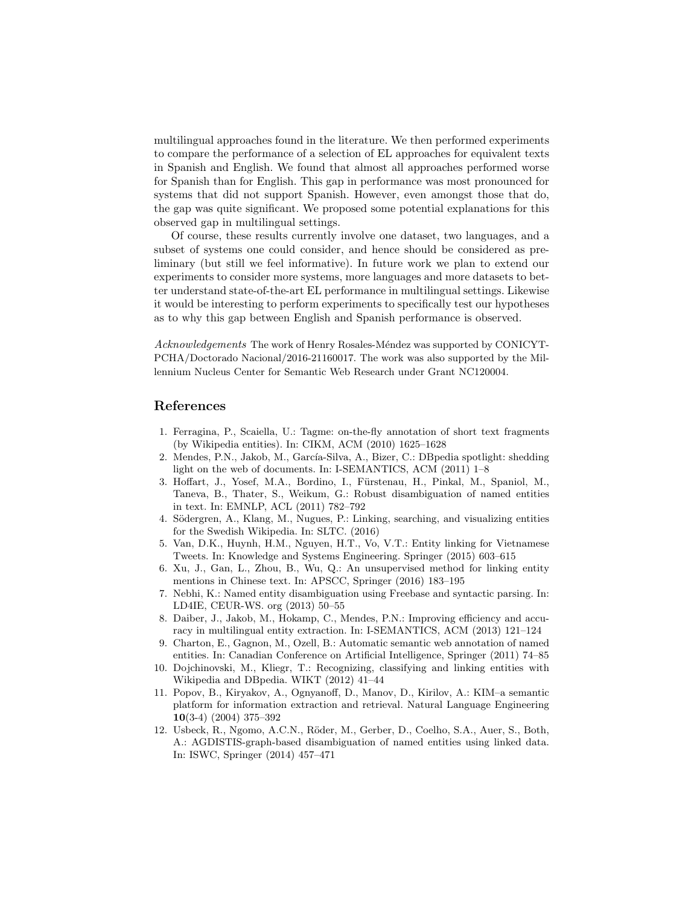multilingual approaches found in the literature. We then performed experiments to compare the performance of a selection of EL approaches for equivalent texts in Spanish and English. We found that almost all approaches performed worse for Spanish than for English. This gap in performance was most pronounced for systems that did not support Spanish. However, even amongst those that do, the gap was quite significant. We proposed some potential explanations for this observed gap in multilingual settings.

Of course, these results currently involve one dataset, two languages, and a subset of systems one could consider, and hence should be considered as preliminary (but still we feel informative). In future work we plan to extend our experiments to consider more systems, more languages and more datasets to better understand state-of-the-art EL performance in multilingual settings. Likewise it would be interesting to perform experiments to specifically test our hypotheses as to why this gap between English and Spanish performance is observed.

*Acknowledgements* The work of Henry Rosales-Méndez was supported by CONICYT-PCHA/Doctorado Nacional/2016-21160017. The work was also supported by the Millennium Nucleus Center for Semantic Web Research under Grant NC120004.

## References

1. Ferragina, P., Scaiella, U.: Tagme: on-the-fly annotation of short text fragments (by Wikipedia entities). In: CIKM, ACM (2010) 1625–1628
2. Mendes, P.N., Jakob, M., García-Silva, A., Bizer, C.: DBpedia spotlight: shedding light on the web of documents. In: I-SEMANTICS, ACM (2011) 1–8
3. Hoffart, J., Yosef, M.A., Bordino, I., Fürstenau, H., Pinkal, M., Spaniol, M., Taneva, B., Thater, S., Weikum, G.: Robust disambiguation of named entities in text. In: EMNLP, ACL (2011) 782–792
4. Södergren, A., Klang, M., Nugues, P.: Linking, searching, and visualizing entities for the Swedish Wikipedia. In: SLTC. (2016)
5. Van, D.K., Huynh, H.M., Nguyen, H.T., Vo, V.T.: Entity linking for Vietnamese Tweets. In: Knowledge and Systems Engineering. Springer (2015) 603–615
6. Xu, J., Gan, L., Zhou, B., Wu, Q.: An unsupervised method for linking entity mentions in Chinese text. In: APSCC, Springer (2016) 183–195
7. Nebhi, K.: Named entity disambiguation using Freebase and syntactic parsing. In: LD4IE, CEUR-WS. org (2013) 50–55
8. Daiber, J., Jakob, M., Hokamp, C., Mendes, P.N.: Improving efficiency and accuracy in multilingual entity extraction. In: I-SEMANTICS, ACM (2013) 121–124
9. Charton, E., Gagnon, M., Ozell, B.: Automatic semantic web annotation of named entities. In: Canadian Conference on Artificial Intelligence, Springer (2011) 74–85
10. Dojchinovski, M., Kliegr, T.: Recognizing, classifying and linking entities with Wikipedia and DBpedia. WIKT (2012) 41–44
11. Popov, B., Kiryakov, A., Ognyanoff, D., Manov, D., Kirilov, A.: KIM–a semantic platform for information extraction and retrieval. Natural Language Engineering **10**(3-4) (2004) 375–392
12. Usbeck, R., Ngomo, A.C.N., Röder, M., Gerber, D., Coelho, S.A., Auer, S., Both, A.: AGDISTIS-graph-based disambiguation of named entities using linked data. In: ISWC, Springer (2014) 457–471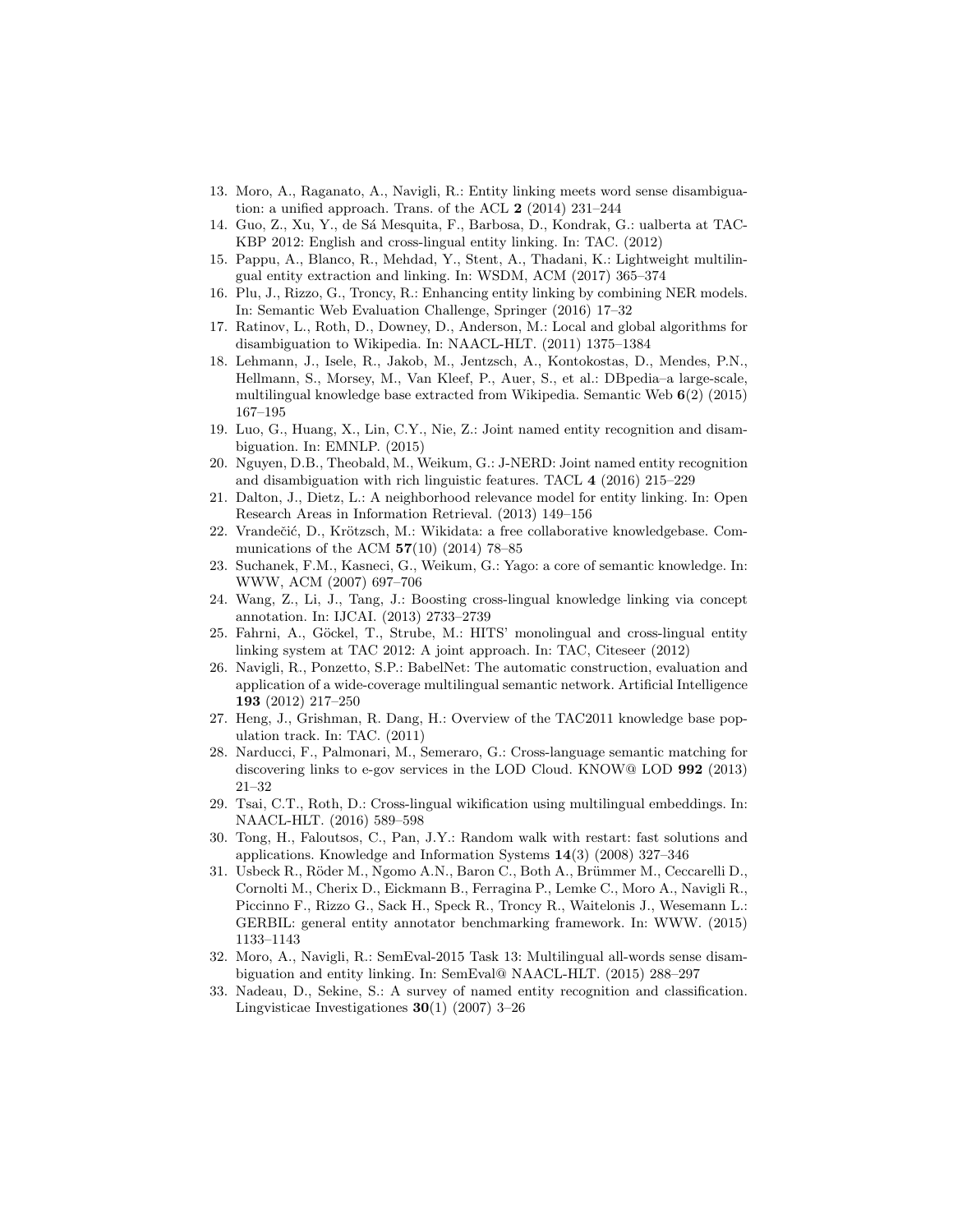13. Moro, A., Raganato, A., Navigli, R.: Entity linking meets word sense disambiguation: a unified approach. Trans. of the ACL **2** (2014) 231–244
14. Guo, Z., Xu, Y., de Sá Mesquita, F., Barbosa, D., Kondrak, G.: ualberta at TAC-KBP 2012: English and cross-lingual entity linking. In: TAC. (2012)
15. Pappu, A., Blanco, R., Mehdad, Y., Stent, A., Thadani, K.: Lightweight multilingual entity extraction and linking. In: WSDM, ACM (2017) 365–374
16. Plu, J., Rizzo, G., Troncy, R.: Enhancing entity linking by combining NER models. In: Semantic Web Evaluation Challenge, Springer (2016) 17–32
17. Ratinov, L., Roth, D., Downey, D., Anderson, M.: Local and global algorithms for disambiguation to Wikipedia. In: NAACL-HLT. (2011) 1375–1384
18. Lehmann, J., Isele, R., Jakob, M., Jentzsch, A., Kontokostas, D., Mendes, P.N., Hellmann, S., Morsey, M., Van Kleef, P., Auer, S., et al.: DBpedia–a large-scale, multilingual knowledge base extracted from Wikipedia. Semantic Web **6**(2) (2015) 167–195
19. Luo, G., Huang, X., Lin, C.Y., Nie, Z.: Joint named entity recognition and disambiguation. In: EMNLP. (2015)
20. Nguyen, D.B., Theobald, M., Weikum, G.: J-NERD: Joint named entity recognition and disambiguation with rich linguistic features. TACL **4** (2016) 215–229
21. Dalton, J., Dietz, L.: A neighborhood relevance model for entity linking. In: Open Research Areas in Information Retrieval. (2013) 149–156
22. Vrandečić, D., Krötzsch, M.: Wikidata: a free collaborative knowledgebase. Communications of the ACM **57**(10) (2014) 78–85
23. Suchanek, F.M., Kasneci, G., Weikum, G.: Yago: a core of semantic knowledge. In: WWW, ACM (2007) 697–706
24. Wang, Z., Li, J., Tang, J.: Boosting cross-lingual knowledge linking via concept annotation. In: IJCAI. (2013) 2733–2739
25. Fahrni, A., Göckel, T., Strube, M.: HITS' monolingual and cross-lingual entity linking system at TAC 2012: A joint approach. In: TAC, Citeseer (2012)
26. Navigli, R., Ponzetto, S.P.: BabelNet: The automatic construction, evaluation and application of a wide-coverage multilingual semantic network. Artificial Intelligence **193** (2012) 217–250
27. Heng, J., Grishman, R. Dang, H.: Overview of the TAC2011 knowledge base population track. In: TAC. (2011)
28. Narducci, F., Palmonari, M., Semeraro, G.: Cross-language semantic matching for discovering links to e-gov services in the LOD Cloud. KNOW@ LOD **992** (2013) 21–32
29. Tsai, C.T., Roth, D.: Cross-lingual wikification using multilingual embeddings. In: NAACL-HLT. (2016) 589–598
30. Tong, H., Faloutsos, C., Pan, J.Y.: Random walk with restart: fast solutions and applications. Knowledge and Information Systems **14**(3) (2008) 327–346
31. Usbeck R., Röder M., Ngomo A.N., Baron C., Both A., Brümmer M., Ceccarelli D., Cornolti M., Cherix D., Eickmann B., Ferragina P., Lemke C., Moro A., Navigli R., Piccinno F., Rizzo G., Sack H., Speck R., Troncy R., Waitelonis J., Wesemann L.: GERBIL: general entity annotator benchmarking framework. In: WWW. (2015) 1133–1143
32. Moro, A., Navigli, R.: SemEval-2015 Task 13: Multilingual all-words sense disambiguation and entity linking. In: SemEval@ NAACL-HLT. (2015) 288–297
33. Nadeau, D., Sekine, S.: A survey of named entity recognition and classification. Lingvisticae Investigationes **30**(1) (2007) 3–26